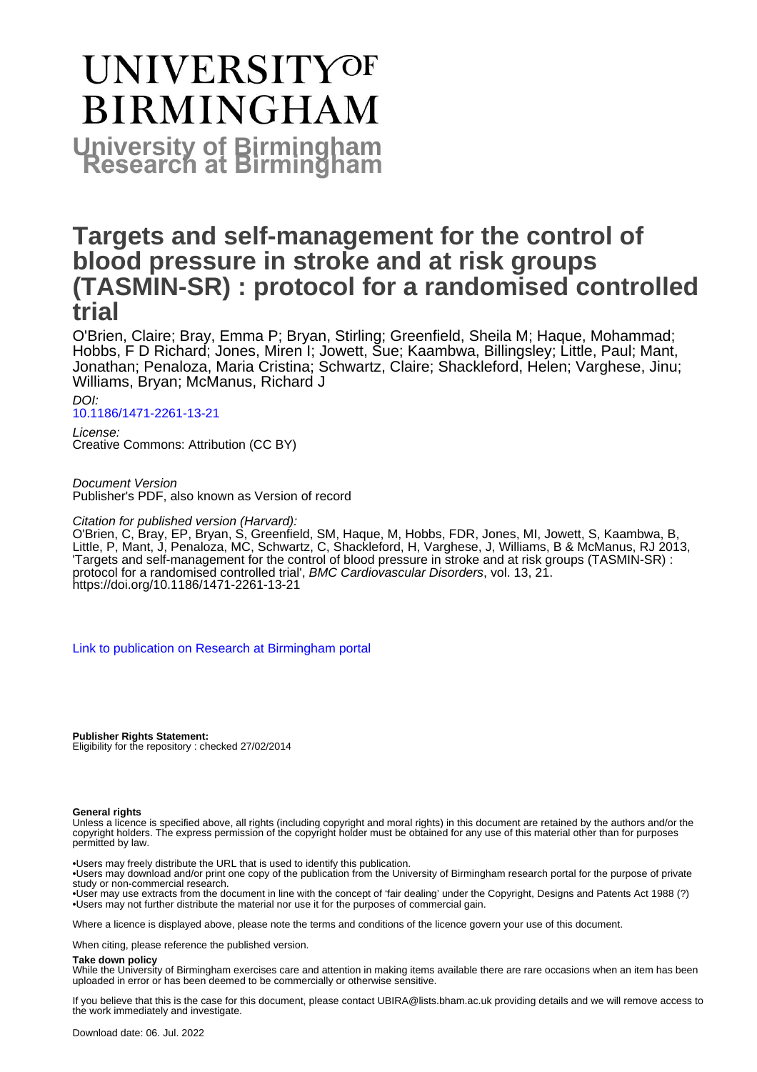# UNIVERSITY OF BIRMINGHAM

**University of Birmingham Research at Birmingham**

# Targets and self-management for the control of blood pressure in stroke and at risk groups (TASMIN-SR) : protocol for a randomised controlled trial

O'Brien, Claire; Bray, Emma P; Bryan, Stirling; Greenfield, Sheila M; Haque, Mohammad; Hobbs, F D Richard; Jones, Miren I; Jowett, Sue; Kaambwa, Billingsley; Little, Paul; Mant, Jonathan; Penaloza, Maria Cristina; Schwartz, Claire; Shackleford, Helen; Varghese, Jinu; Williams, Bryan; McManus, Richard J

*DOI:*
[10.1186/1471-2261-13-21](https://doi.org/10.1186/1471-2261-13-21)

*License:*
Creative Commons: Attribution (CC BY)

*Document Version*
Publisher's PDF, also known as Version of record

*Citation for published version (Harvard):*
O'Brien, C, Bray, EP, Bryan, S, Greenfield, SM, Haque, M, Hobbs, FDR, Jones, MI, Jowett, S, Kaambwa, B, Little, P, Mant, J, Penaloza, MC, Schwartz, C, Shackleford, H, Varghese, J, Williams, B & McManus, RJ 2013, 'Targets and self-management for the control of blood pressure in stroke and at risk groups (TASMIN-SR) : protocol for a randomised controlled trial', *BMC Cardiovascular Disorders*, vol. 13, 21. https://doi.org/10.1186/1471-2261-13-21

[Link to publication on Research at Birmingham portal]

**Publisher Rights Statement:**
Eligibility for the repository : checked 27/02/2014

**General rights**

Unless a licence is specified above, all rights (including copyright and moral rights) in this document are retained by the authors and/or the copyright holders. The express permission of the copyright holder must be obtained for any use of this material other than for purposes permitted by law.

- •Users may freely distribute the URL that is used to identify this publication.
- •Users may download and/or print one copy of the publication from the University of Birmingham research portal for the purpose of private study or non-commercial research.
- •User may use extracts from the document in line with the concept of 'fair dealing' under the Copyright, Designs and Patents Act 1988 (?)
- •Users may not further distribute the material nor use it for the purposes of commercial gain.

Where a licence is displayed above, please note the terms and conditions of the licence govern your use of this document.

When citing, please reference the published version.

**Take down policy**

While the University of Birmingham exercises care and attention in making items available there are rare occasions when an item has been uploaded in error or has been deemed to be commercially or otherwise sensitive.

If you believe that this is the case for this document, please contact UBIRA@lists.bham.ac.uk providing details and we will remove access to the work immediately and investigate.

Download date: 06. Jul. 2022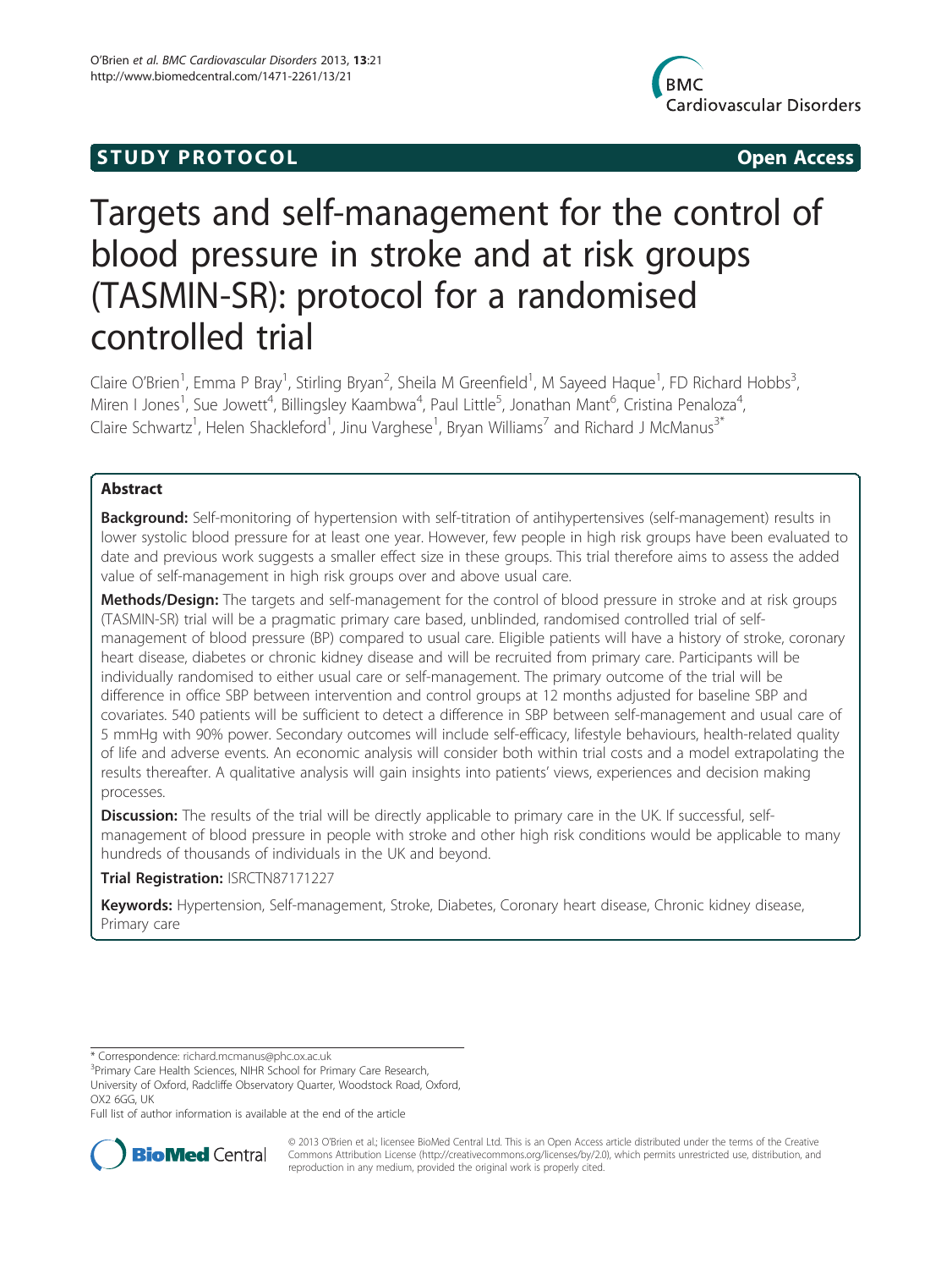# Targets and self-management for the control of blood pressure in stroke and at risk groups (TASMIN-SR): protocol for a randomised controlled trial

Claire O'Brien[1], Emma P Bray[1], Stirling Bryan[2], Sheila M Greenfield[1], M Sayeed Haque[1], FD Richard Hobbs[3], Miren I Jones[1], Sue Jowett[4], Billingsley Kaambwa[4], Paul Little[5], Jonathan Mant[6], Cristina Penaloza[4], Claire Schwartz[1], Helen Shackleford[1], Jinu Varghese[1], Bryan Williams[7] and Richard J McManus[3*]

## Abstract

**Background:** Self-monitoring of hypertension with self-titration of antihypertensives (self-management) results in lower systolic blood pressure for at least one year. However, few people in high risk groups have been evaluated to date and previous work suggests a smaller effect size in these groups. This trial therefore aims to assess the added value of self-management in high risk groups over and above usual care.

**Methods/Design:** The targets and self-management for the control of blood pressure in stroke and at risk groups (TASMIN-SR) trial will be a pragmatic primary care based, unblinded, randomised controlled trial of self-management of blood pressure (BP) compared to usual care. Eligible patients will have a history of stroke, coronary heart disease, diabetes or chronic kidney disease and will be recruited from primary care. Participants will be individually randomised to either usual care or self-management. The primary outcome of the trial will be difference in office SBP between intervention and control groups at 12 months adjusted for baseline SBP and covariates. 540 patients will be sufficient to detect a difference in SBP between self-management and usual care of 5 mmHg with 90% power. Secondary outcomes will include self-efficacy, lifestyle behaviours, health-related quality of life and adverse events. An economic analysis will consider both within trial costs and a model extrapolating the results thereafter. A qualitative analysis will gain insights into patients' views, experiences and decision making processes.

**Discussion:** The results of the trial will be directly applicable to primary care in the UK. If successful, self-management of blood pressure in people with stroke and other high risk conditions would be applicable to many hundreds of thousands of individuals in the UK and beyond.

**Trial Registration:** ISRCTN87171227

**Keywords:** Hypertension, Self-management, Stroke, Diabetes, Coronary heart disease, Chronic kidney disease, Primary care

\* Correspondence: richard.mcmanus@phc.ox.ac.uk
[3]Primary Care Health Sciences, NIHR School for Primary Care Research, University of Oxford, Radcliffe Observatory Quarter, Woodstock Road, Oxford, OX2 6GG, UK
Full list of author information is available at the end of the article

© 2013 O'Brien et al.; licensee BioMed Central Ltd. This is an Open Access article distributed under the terms of the Creative Commons Attribution License (http://creativecommons.org/licenses/by/2.0), which permits unrestricted use, distribution, and reproduction in any medium, provided the original work is properly cited.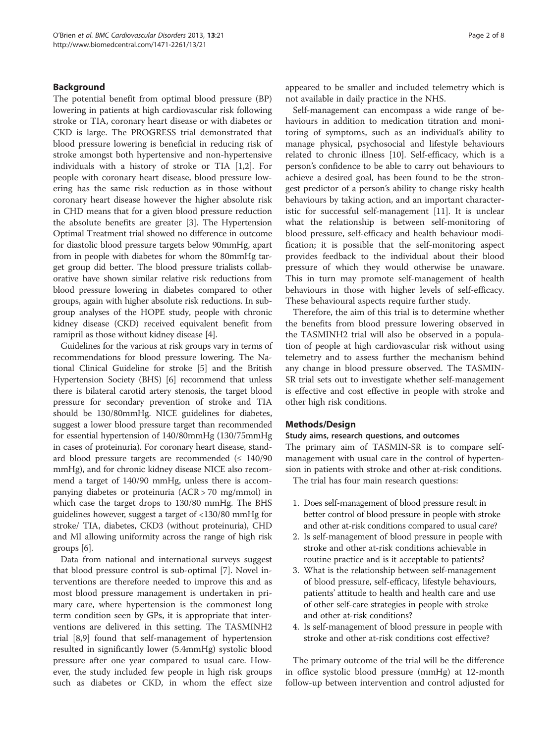## Background

The potential benefit from optimal blood pressure (BP) lowering in patients at high cardiovascular risk following stroke or TIA, coronary heart disease or with diabetes or CKD is large. The PROGRESS trial demonstrated that blood pressure lowering is beneficial in reducing risk of stroke amongst both hypertensive and non-hypertensive individuals with a history of stroke or TIA [1,2]. For people with coronary heart disease, blood pressure lowering has the same risk reduction as in those without coronary heart disease however the higher absolute risk in CHD means that for a given blood pressure reduction the absolute benefits are greater [3]. The Hypertension Optimal Treatment trial showed no difference in outcome for diastolic blood pressure targets below 90mmHg, apart from in people with diabetes for whom the 80mmHg target group did better. The blood pressure trialists collaborative have shown similar relative risk reductions from blood pressure lowering in diabetes compared to other groups, again with higher absolute risk reductions. In subgroup analyses of the HOPE study, people with chronic kidney disease (CKD) received equivalent benefit from ramipril as those without kidney disease [4].

Guidelines for the various at risk groups vary in terms of recommendations for blood pressure lowering. The National Clinical Guideline for stroke [5] and the British Hypertension Society (BHS) [6] recommend that unless there is bilateral carotid artery stenosis, the target blood pressure for secondary prevention of stroke and TIA should be 130/80mmHg. NICE guidelines for diabetes, suggest a lower blood pressure target than recommended for essential hypertension of 140/80mmHg (130/75mmHg in cases of proteinuria). For coronary heart disease, standard blood pressure targets are recommended (≤ 140/90 mmHg), and for chronic kidney disease NICE also recommend a target of 140/90 mmHg, unless there is accompanying diabetes or proteinuria (ACR > 70 mg/mmol) in which case the target drops to 130/80 mmHg. The BHS guidelines however, suggest a target of <130/80 mmHg for stroke/ TIA, diabetes, CKD3 (without proteinuria), CHD and MI allowing uniformity across the range of high risk groups [6].

Data from national and international surveys suggest that blood pressure control is sub-optimal [7]. Novel interventions are therefore needed to improve this and as most blood pressure management is undertaken in primary care, where hypertension is the commonest long term condition seen by GPs, it is appropriate that interventions are delivered in this setting. The TASMINH2 trial [8,9] found that self-management of hypertension resulted in significantly lower (5.4mmHg) systolic blood pressure after one year compared to usual care. However, the study included few people in high risk groups such as diabetes or CKD, in whom the effect size appeared to be smaller and included telemetry which is not available in daily practice in the NHS.

Self-management can encompass a wide range of behaviours in addition to medication titration and monitoring of symptoms, such as an individual's ability to manage physical, psychosocial and lifestyle behaviours related to chronic illness [10]. Self-efficacy, which is a person's confidence to be able to carry out behaviours to achieve a desired goal, has been found to be the strongest predictor of a person's ability to change risky health behaviours by taking action, and an important characteristic for successful self-management [11]. It is unclear what the relationship is between self-monitoring of blood pressure, self-efficacy and health behaviour modification; it is possible that the self-monitoring aspect provides feedback to the individual about their blood pressure of which they would otherwise be unaware. This in turn may promote self-management of health behaviours in those with higher levels of self-efficacy. These behavioural aspects require further study.

Therefore, the aim of this trial is to determine whether the benefits from blood pressure lowering observed in the TASMINH2 trial will also be observed in a population of people at high cardiovascular risk without using telemetry and to assess further the mechanism behind any change in blood pressure observed. The TASMIN-SR trial sets out to investigate whether self-management is effective and cost effective in people with stroke and other high risk conditions.

## Methods/Design

### Study aims, research questions, and outcomes

The primary aim of TASMIN-SR is to compare self-management with usual care in the control of hypertension in patients with stroke and other at-risk conditions.

The trial has four main research questions:

1. Does self-management of blood pressure result in better control of blood pressure in people with stroke and other at-risk conditions compared to usual care?
2. Is self-management of blood pressure in people with stroke and other at-risk conditions achievable in routine practice and is it acceptable to patients?
3. What is the relationship between self-management of blood pressure, self-efficacy, lifestyle behaviours, patients' attitude to health and health care and use of other self-care strategies in people with stroke and other at-risk conditions?
4. Is self-management of blood pressure in people with stroke and other at-risk conditions cost effective?

The primary outcome of the trial will be the difference in office systolic blood pressure (mmHg) at 12-month follow-up between intervention and control adjusted for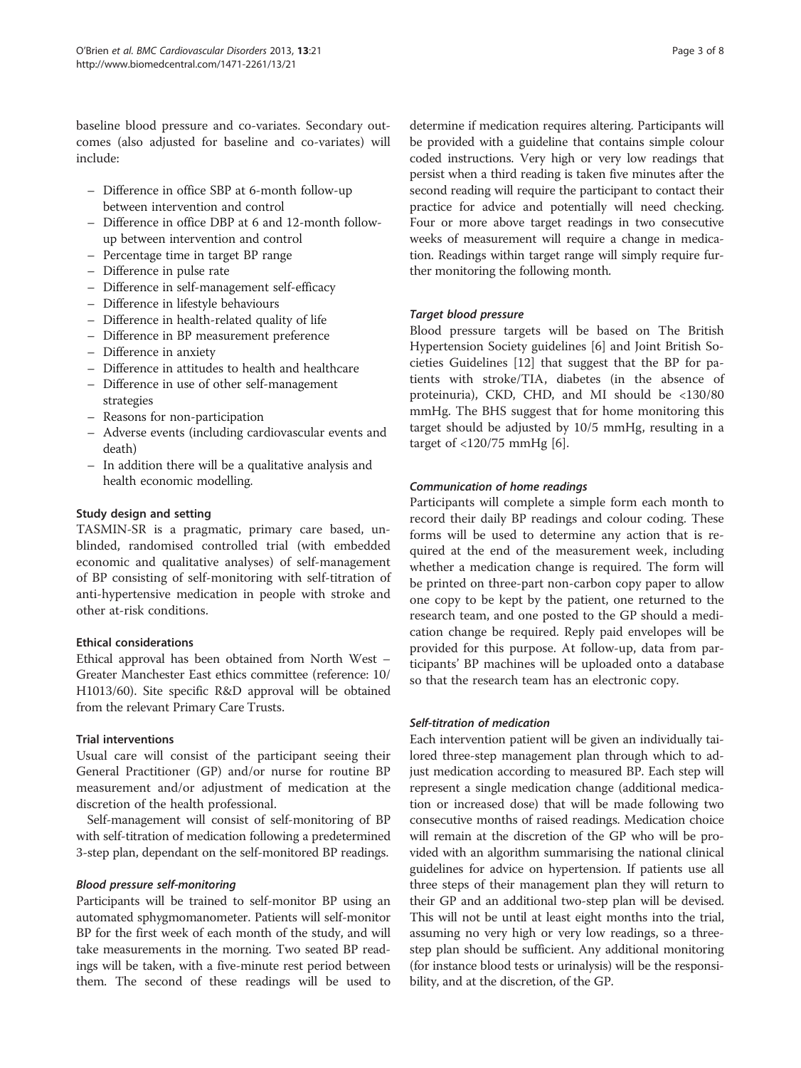baseline blood pressure and co-variates. Secondary outcomes (also adjusted for baseline and co-variates) will include:

- Difference in office SBP at 6-month follow-up between intervention and control
- Difference in office DBP at 6 and 12-month follow-up between intervention and control
- Percentage time in target BP range
- Difference in pulse rate
- Difference in self-management self-efficacy
- Difference in lifestyle behaviours
- Difference in health-related quality of life
- Difference in BP measurement preference
- Difference in anxiety
- Difference in attitudes to health and healthcare
- Difference in use of other self-management strategies
- Reasons for non-participation
- Adverse events (including cardiovascular events and death)
- In addition there will be a qualitative analysis and health economic modelling.

### Study design and setting

TASMIN-SR is a pragmatic, primary care based, unblinded, randomised controlled trial (with embedded economic and qualitative analyses) of self-management of BP consisting of self-monitoring with self-titration of anti-hypertensive medication in people with stroke and other at-risk conditions.

### Ethical considerations

Ethical approval has been obtained from North West – Greater Manchester East ethics committee (reference: 10/H1013/60). Site specific R&D approval will be obtained from the relevant Primary Care Trusts.

### Trial interventions

Usual care will consist of the participant seeing their General Practitioner (GP) and/or nurse for routine BP measurement and/or adjustment of medication at the discretion of the health professional.

Self-management will consist of self-monitoring of BP with self-titration of medication following a predetermined 3-step plan, dependant on the self-monitored BP readings.

#### *Blood pressure self-monitoring*

Participants will be trained to self-monitor BP using an automated sphygmomanometer. Patients will self-monitor BP for the first week of each month of the study, and will take measurements in the morning. Two seated BP readings will be taken, with a five-minute rest period between them. The second of these readings will be used to determine if medication requires altering. Participants will be provided with a guideline that contains simple colour coded instructions. Very high or very low readings that persist when a third reading is taken five minutes after the second reading will require the participant to contact their practice for advice and potentially will need checking. Four or more above target readings in two consecutive weeks of measurement will require a change in medication. Readings within target range will simply require further monitoring the following month.

#### *Target blood pressure*

Blood pressure targets will be based on The British Hypertension Society guidelines [6] and Joint British Societies Guidelines [12] that suggest that the BP for patients with stroke/TIA, diabetes (in the absence of proteinuria), CKD, CHD, and MI should be <130/80 mmHg. The BHS suggest that for home monitoring this target should be adjusted by 10/5 mmHg, resulting in a target of <120/75 mmHg [6].

#### *Communication of home readings*

Participants will complete a simple form each month to record their daily BP readings and colour coding. These forms will be used to determine any action that is required at the end of the measurement week, including whether a medication change is required. The form will be printed on three-part non-carbon copy paper to allow one copy to be kept by the patient, one returned to the research team, and one posted to the GP should a medication change be required. Reply paid envelopes will be provided for this purpose. At follow-up, data from participants' BP machines will be uploaded onto a database so that the research team has an electronic copy.

#### *Self-titration of medication*

Each intervention patient will be given an individually tailored three-step management plan through which to adjust medication according to measured BP. Each step will represent a single medication change (additional medication or increased dose) that will be made following two consecutive months of raised readings. Medication choice will remain at the discretion of the GP who will be provided with an algorithm summarising the national clinical guidelines for advice on hypertension. If patients use all three steps of their management plan they will return to their GP and an additional two-step plan will be devised. This will not be until at least eight months into the trial, assuming no very high or very low readings, so a three-step plan should be sufficient. Any additional monitoring (for instance blood tests or urinalysis) will be the responsibility, and at the discretion, of the GP.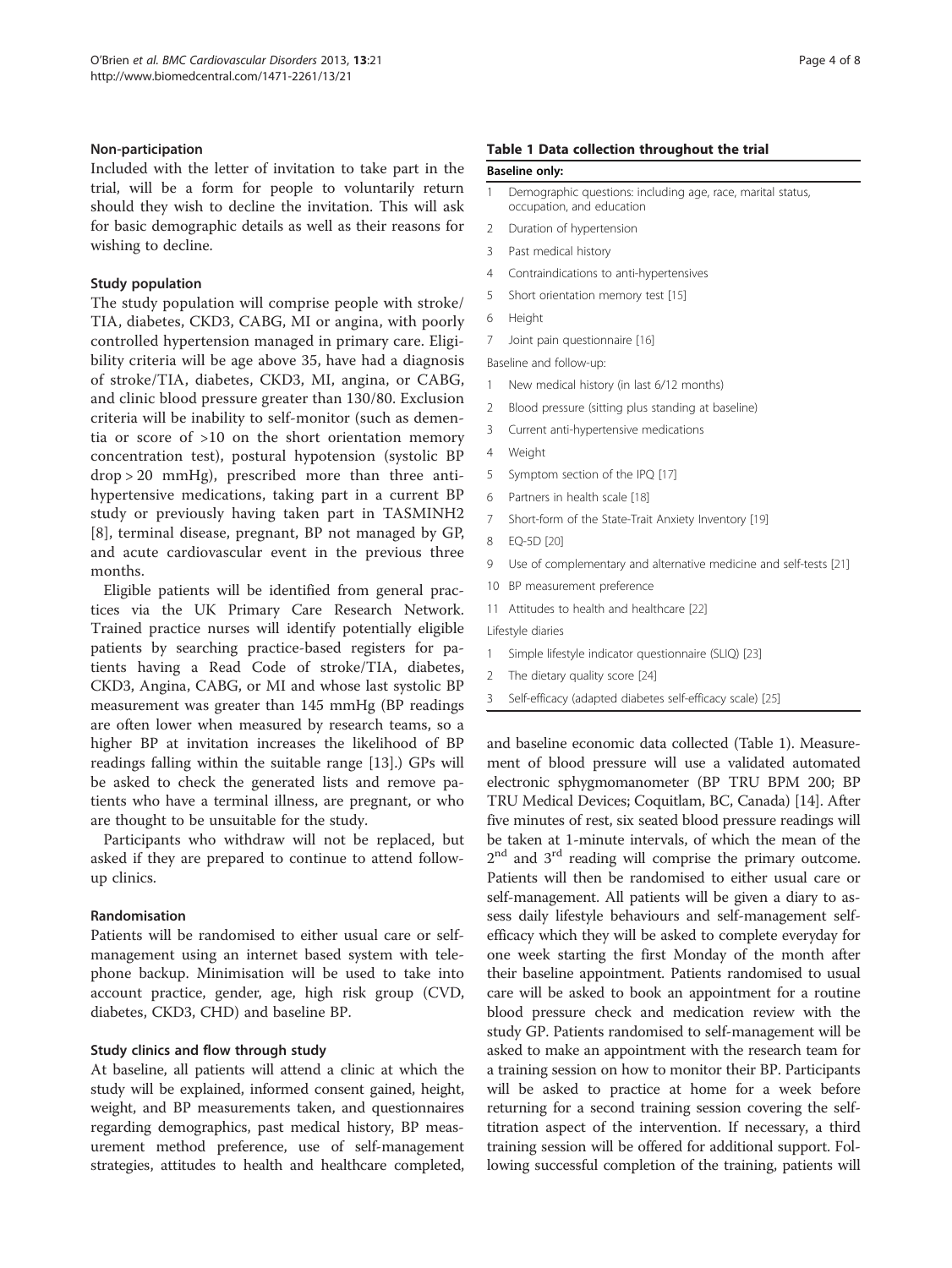### Non-participation

Included with the letter of invitation to take part in the trial, will be a form for people to voluntarily return should they wish to decline the invitation. This will ask for basic demographic details as well as their reasons for wishing to decline.

### Study population

The study population will comprise people with stroke/TIA, diabetes, CKD3, CABG, MI or angina, with poorly controlled hypertension managed in primary care. Eligibility criteria will be age above 35, have had a diagnosis of stroke/TIA, diabetes, CKD3, MI, angina, or CABG, and clinic blood pressure greater than 130/80. Exclusion criteria will be inability to self-monitor (such as dementia or score of >10 on the short orientation memory concentration test), postural hypotension (systolic BP drop > 20 mmHg), prescribed more than three anti-hypertensive medications, taking part in a current BP study or previously having taken part in TASMINH2 [8], terminal disease, pregnant, BP not managed by GP, and acute cardiovascular event in the previous three months.

Eligible patients will be identified from general practices via the UK Primary Care Research Network. Trained practice nurses will identify potentially eligible patients by searching practice-based registers for patients having a Read Code of stroke/TIA, diabetes, CKD3, Angina, CABG, or MI and whose last systolic BP measurement was greater than 145 mmHg (BP readings are often lower when measured by research teams, so a higher BP at invitation increases the likelihood of BP readings falling within the suitable range [13].) GPs will be asked to check the generated lists and remove patients who have a terminal illness, are pregnant, or who are thought to be unsuitable for the study.

Participants who withdraw will not be replaced, but asked if they are prepared to continue to attend follow-up clinics.

### Randomisation

Patients will be randomised to either usual care or self-management using an internet based system with telephone backup. Minimisation will be used to take into account practice, gender, age, high risk group (CVD, diabetes, CKD3, CHD) and baseline BP.

### Study clinics and flow through study

At baseline, all patients will attend a clinic at which the study will be explained, informed consent gained, height, weight, and BP measurements taken, and questionnaires regarding demographics, past medical history, BP measurement method preference, use of self-management strategies, attitudes to health and healthcare completed, and baseline economic data collected (Table 1). Measurement of blood pressure will use a validated automated electronic sphygmomanometer (BP TRU BPM 200; BP TRU Medical Devices; Coquitlam, BC, Canada) [14]. After five minutes of rest, six seated blood pressure readings will be taken at 1-minute intervals, of which the mean of the 2[nd] and 3[rd] reading will comprise the primary outcome. Patients will then be randomised to either usual care or self-management. All patients will be given a diary to assess daily lifestyle behaviours and self-management self-efficacy which they will be asked to complete everyday for one week starting the first Monday of the month after their baseline appointment. Patients randomised to usual care will be asked to book an appointment for a routine blood pressure check and medication review with the study GP. Patients randomised to self-management will be asked to make an appointment with the research team for a training session on how to monitor their BP. Participants will be asked to practice at home for a week before returning for a second training session covering the self-titration aspect of the intervention. If necessary, a third training session will be offered for additional support. Following successful completion of the training, patients will

**Table 1 Data collection throughout the trial**

| | |
|---|---|
| **Baseline only:** | |
| 1 | Demographic questions: including age, race, marital status, occupation, and education |
| 2 | Duration of hypertension |
| 3 | Past medical history |
| 4 | Contraindications to anti-hypertensives |
| 5 | Short orientation memory test [15] |
| 6 | Height |
| 7 | Joint pain questionnaire [16] |
| Baseline and follow-up: | |
| 1 | New medical history (in last 6/12 months) |
| 2 | Blood pressure (sitting plus standing at baseline) |
| 3 | Current anti-hypertensive medications |
| 4 | Weight |
| 5 | Symptom section of the IPQ [17] |
| 6 | Partners in health scale [18] |
| 7 | Short-form of the State-Trait Anxiety Inventory [19] |
| 8 | EQ-5D [20] |
| 9 | Use of complementary and alternative medicine and self-tests [21] |
| 10 | BP measurement preference |
| 11 | Attitudes to health and healthcare [22] |
| Lifestyle diaries | |
| 1 | Simple lifestyle indicator questionnaire (SLIQ) [23] |
| 2 | The dietary quality score [24] |
| 3 | Self-efficacy (adapted diabetes self-efficacy scale) [25] |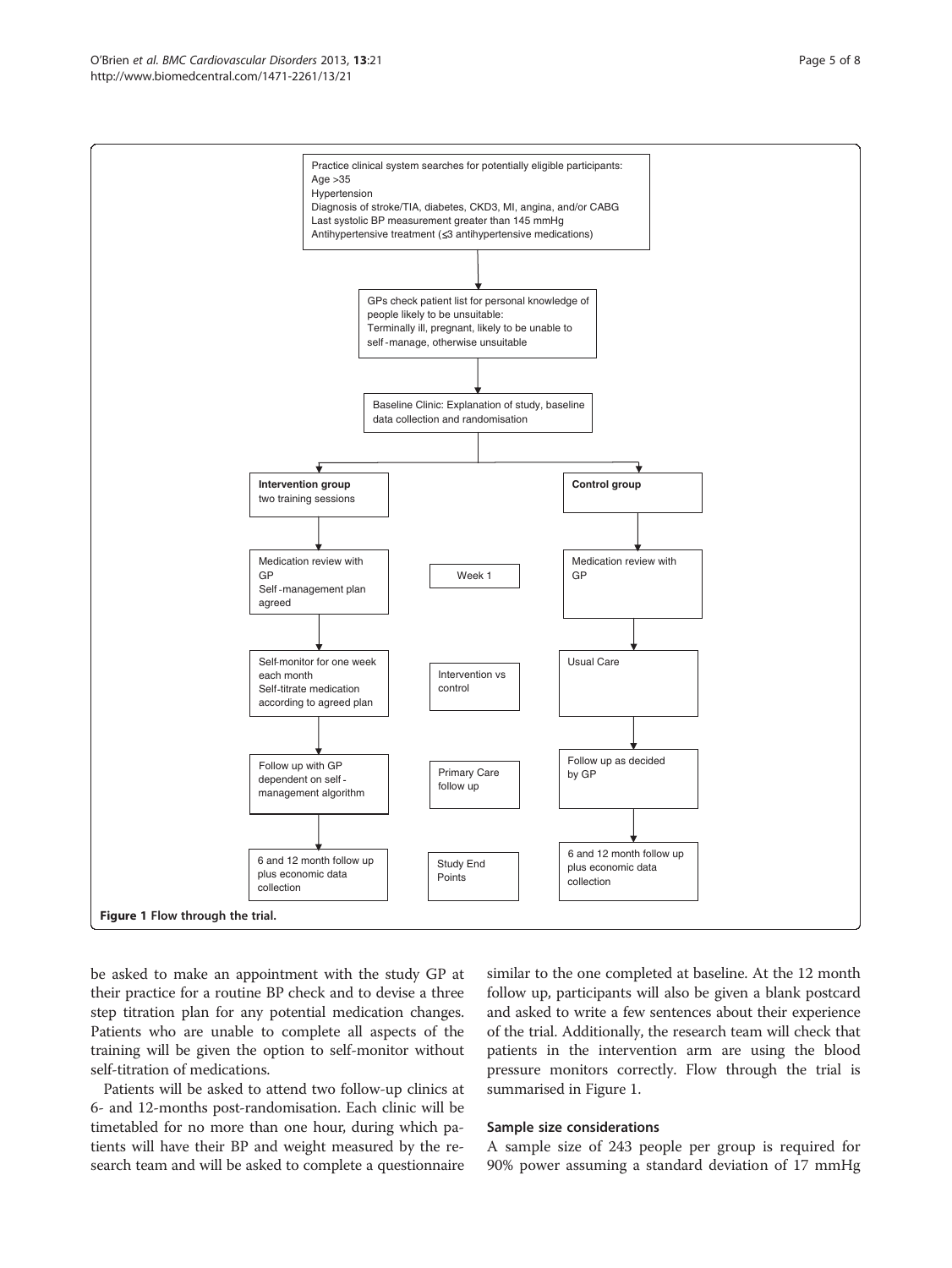Practice clinical system searches for potentially eligible participants:
Age >35
Hypertension
Diagnosis of stroke/TIA, diabetes, CKD3, MI, angina, and/or CABG
Last systolic BP measurement greater than 145 mmHg
Antihypertensive treatment (≤3 antihypertensive medications)

GPs check patient list for personal knowledge of people likely to be unsuitable:
Terminally ill, pregnant, likely to be unable to self-manage, otherwise unsuitable

Baseline Clinic: Explanation of study, baseline data collection and randomisation

| Intervention group | | Control group |
|---|---|---|
| **Intervention group** two training sessions | | **Control group** |
| Medication review with GP; Self-management plan agreed | Week 1 | Medication review with GP |
| Self-monitor for one week each month; Self-titrate medication according to agreed plan | Intervention vs control | Usual Care |
| Follow up with GP dependent on self-management algorithm | Primary Care follow up | Follow up as decided by GP |
| 6 and 12 month follow up plus economic data collection | Study End Points | 6 and 12 month follow up plus economic data collection |

**Figure 1 Flow through the trial.**

be asked to make an appointment with the study GP at their practice for a routine BP check and to devise a three step titration plan for any potential medication changes. Patients who are unable to complete all aspects of the training will be given the option to self-monitor without self-titration of medications.

Patients will be asked to attend two follow-up clinics at 6- and 12-months post-randomisation. Each clinic will be timetabled for no more than one hour, during which patients will have their BP and weight measured by the research team and will be asked to complete a questionnaire similar to the one completed at baseline. At the 12 month follow up, participants will also be given a blank postcard and asked to write a few sentences about their experience of the trial. Additionally, the research team will check that patients in the intervention arm are using the blood pressure monitors correctly. Flow through the trial is summarised in Figure 1.

### Sample size considerations

A sample size of 243 people per group is required for 90% power assuming a standard deviation of 17 mmHg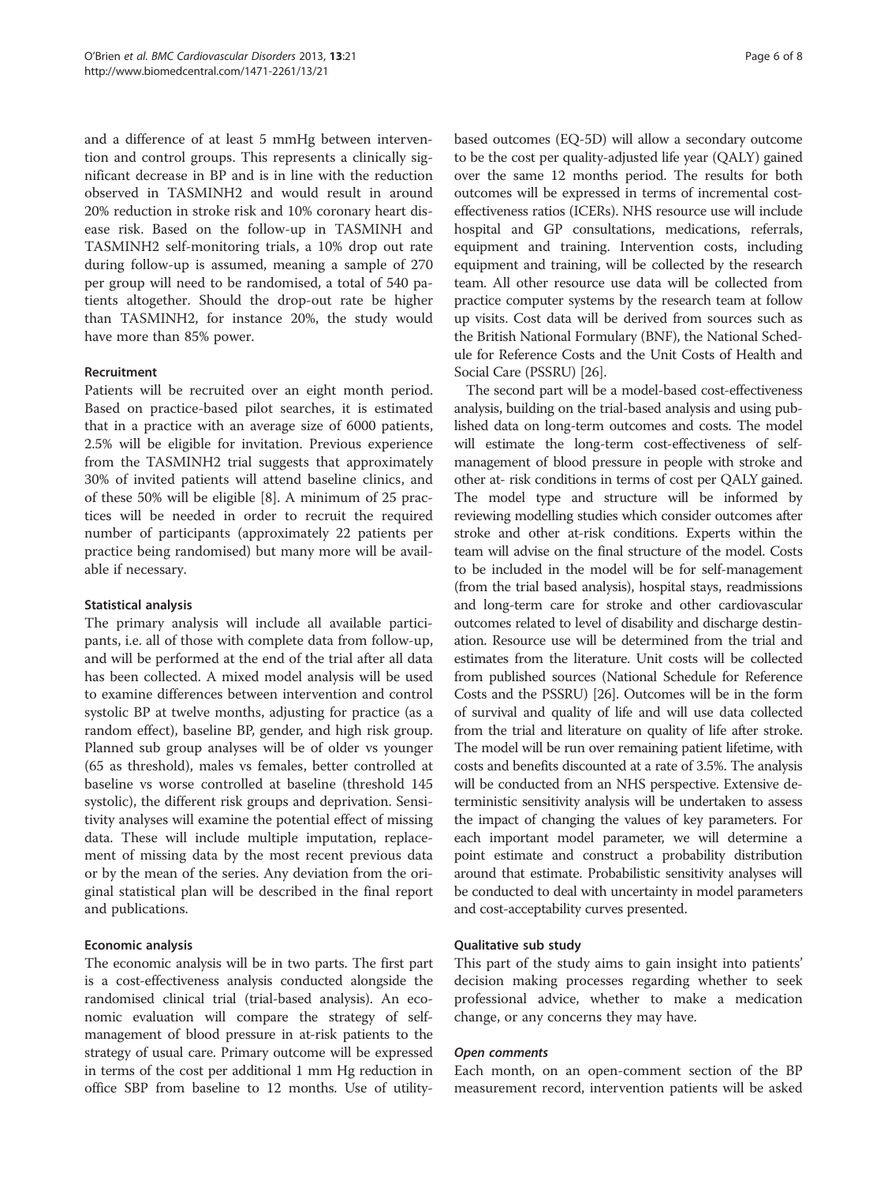and a difference of at least 5 mmHg between intervention and control groups. This represents a clinically significant decrease in BP and is in line with the reduction observed in TASMINH2 and would result in around 20% reduction in stroke risk and 10% coronary heart disease risk. Based on the follow-up in TASMINH and TASMINH2 self-monitoring trials, a 10% drop out rate during follow-up is assumed, meaning a sample of 270 per group will need to be randomised, a total of 540 patients altogether. Should the drop-out rate be higher than TASMINH2, for instance 20%, the study would have more than 85% power.

### Recruitment

Patients will be recruited over an eight month period. Based on practice-based pilot searches, it is estimated that in a practice with an average size of 6000 patients, 2.5% will be eligible for invitation. Previous experience from the TASMINH2 trial suggests that approximately 30% of invited patients will attend baseline clinics, and of these 50% will be eligible [8]. A minimum of 25 practices will be needed in order to recruit the required number of participants (approximately 22 patients per practice being randomised) but many more will be available if necessary.

### Statistical analysis

The primary analysis will include all available participants, i.e. all of those with complete data from follow-up, and will be performed at the end of the trial after all data has been collected. A mixed model analysis will be used to examine differences between intervention and control systolic BP at twelve months, adjusting for practice (as a random effect), baseline BP, gender, and high risk group. Planned sub group analyses will be of older vs younger (65 as threshold), males vs females, better controlled at baseline vs worse controlled at baseline (threshold 145 systolic), the different risk groups and deprivation. Sensitivity analyses will examine the potential effect of missing data. These will include multiple imputation, replacement of missing data by the most recent previous data or by the mean of the series. Any deviation from the original statistical plan will be described in the final report and publications.

### Economic analysis

The economic analysis will be in two parts. The first part is a cost-effectiveness analysis conducted alongside the randomised clinical trial (trial-based analysis). An economic evaluation will compare the strategy of self-management of blood pressure in at-risk patients to the strategy of usual care. Primary outcome will be expressed in terms of the cost per additional 1 mm Hg reduction in office SBP from baseline to 12 months. Use of utility-based outcomes (EQ-5D) will allow a secondary outcome to be the cost per quality-adjusted life year (QALY) gained over the same 12 months period. The results for both outcomes will be expressed in terms of incremental cost-effectiveness ratios (ICERs). NHS resource use will include hospital and GP consultations, medications, referrals, equipment and training. Intervention costs, including equipment and training, will be collected by the research team. All other resource use data will be collected from practice computer systems by the research team at follow up visits. Cost data will be derived from sources such as the British National Formulary (BNF), the National Schedule for Reference Costs and the Unit Costs of Health and Social Care (PSSRU) [26].

The second part will be a model-based cost-effectiveness analysis, building on the trial-based analysis and using published data on long-term outcomes and costs. The model will estimate the long-term cost-effectiveness of self-management of blood pressure in people with stroke and other at- risk conditions in terms of cost per QALY gained. The model type and structure will be informed by reviewing modelling studies which consider outcomes after stroke and other at-risk conditions. Experts within the team will advise on the final structure of the model. Costs to be included in the model will be for self-management (from the trial based analysis), hospital stays, readmissions and long-term care for stroke and other cardiovascular outcomes related to level of disability and discharge destination. Resource use will be determined from the trial and estimates from the literature. Unit costs will be collected from published sources (National Schedule for Reference Costs and the PSSRU) [26]. Outcomes will be in the form of survival and quality of life and will use data collected from the trial and literature on quality of life after stroke. The model will be run over remaining patient lifetime, with costs and benefits discounted at a rate of 3.5%. The analysis will be conducted from an NHS perspective. Extensive deterministic sensitivity analysis will be undertaken to assess the impact of changing the values of key parameters. For each important model parameter, we will determine a point estimate and construct a probability distribution around that estimate. Probabilistic sensitivity analyses will be conducted to deal with uncertainty in model parameters and cost-acceptability curves presented.

### Qualitative sub study

This part of the study aims to gain insight into patients' decision making processes regarding whether to seek professional advice, whether to make a medication change, or any concerns they may have.

#### *Open comments*

Each month, on an open-comment section of the BP measurement record, intervention patients will be asked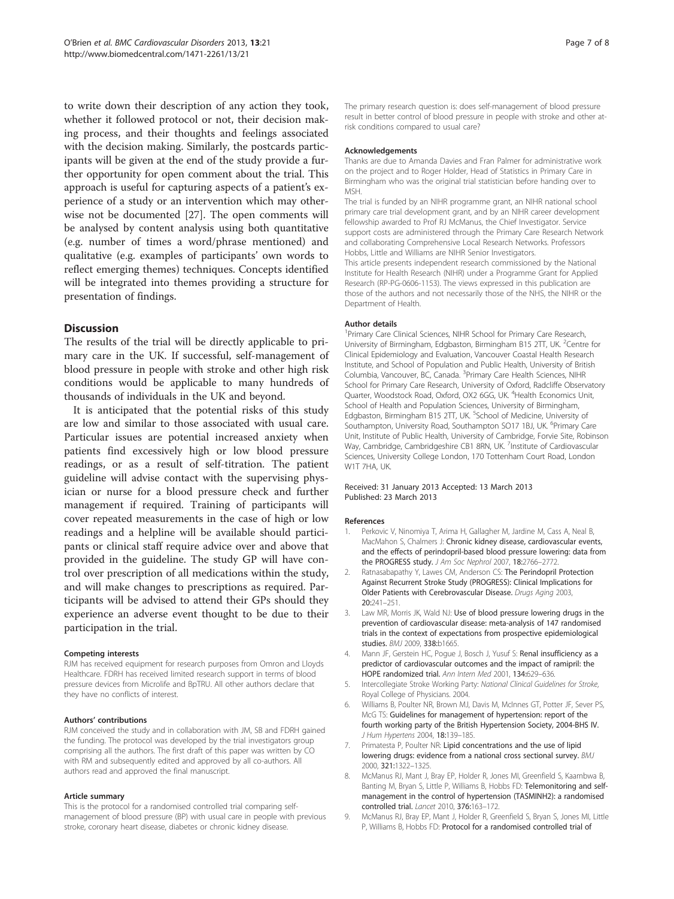to write down their description of any action they took, whether it followed protocol or not, their decision making process, and their thoughts and feelings associated with the decision making. Similarly, the postcards participants will be given at the end of the study provide a further opportunity for open comment about the trial. This approach is useful for capturing aspects of a patient's experience of a study or an intervention which may otherwise not be documented [27]. The open comments will be analysed by content analysis using both quantitative (e.g. number of times a word/phrase mentioned) and qualitative (e.g. examples of participants' own words to reflect emerging themes) techniques. Concepts identified will be integrated into themes providing a structure for presentation of findings.

## Discussion

The results of the trial will be directly applicable to primary care in the UK. If successful, self-management of blood pressure in people with stroke and other high risk conditions would be applicable to many hundreds of thousands of individuals in the UK and beyond.

It is anticipated that the potential risks of this study are low and similar to those associated with usual care. Particular issues are potential increased anxiety when patients find excessively high or low blood pressure readings, or as a result of self-titration. The patient guideline will advise contact with the supervising physician or nurse for a blood pressure check and further management if required. Training of participants will cover repeated measurements in the case of high or low readings and a helpline will be available should participants or clinical staff require advice over and above that provided in the guideline. The study GP will have control over prescription of all medications within the study, and will make changes to prescriptions as required. Participants will be advised to attend their GPs should they experience an adverse event thought to be due to their participation in the trial.

#### Competing interests

RJM has received equipment for research purposes from Omron and Lloyds Healthcare. FDRH has received limited research support in terms of blood pressure devices from Microlife and BpTRU. All other authors declare that they have no conflicts of interest.

#### Authors' contributions

RJM conceived the study and in collaboration with JM, SB and FDRH gained the funding. The protocol was developed by the trial investigators group comprising all the authors. The first draft of this paper was written by CO with RM and subsequently edited and approved by all co-authors. All authors read and approved the final manuscript.

#### Article summary

This is the protocol for a randomised controlled trial comparing self-management of blood pressure (BP) with usual care in people with previous stroke, coronary heart disease, diabetes or chronic kidney disease.

The primary research question is: does self-management of blood pressure result in better control of blood pressure in people with stroke and other at-risk conditions compared to usual care?

#### Acknowledgements

Thanks are due to Amanda Davies and Fran Palmer for administrative work on the project and to Roger Holder, Head of Statistics in Primary Care in Birmingham who was the original trial statistician before handing over to MSH.

The trial is funded by an NIHR programme grant, an NIHR national school primary care trial development grant, and by an NIHR career development fellowship awarded to Prof RJ McManus, the Chief Investigator. Service support costs are administered through the Primary Care Research Network and collaborating Comprehensive Local Research Networks. Professors Hobbs, Little and Williams are NIHR Senior Investigators.

This article presents independent research commissioned by the National Institute for Health Research (NIHR) under a Programme Grant for Applied Research (RP-PG-0606-1153). The views expressed in this publication are those of the authors and not necessarily those of the NHS, the NIHR or the Department of Health.

#### Author details

[1]Primary Care Clinical Sciences, NIHR School for Primary Care Research, University of Birmingham, Edgbaston, Birmingham B15 2TT, UK. [2]Centre for Clinical Epidemiology and Evaluation, Vancouver Coastal Health Research Institute, and School of Population and Public Health, University of British Columbia, Vancouver, BC, Canada. [3]Primary Care Health Sciences, NIHR School for Primary Care Research, University of Oxford, Radcliffe Observatory Quarter, Woodstock Road, Oxford, OX2 6GG, UK. [4]Health Economics Unit, School of Health and Population Sciences, University of Birmingham, Edgbaston, Birmingham B15 2TT, UK. [5]School of Medicine, University of Southampton, University Road, Southampton SO17 1BJ, UK. [6]Primary Care Unit, Institute of Public Health, University of Cambridge, Forvie Site, Robinson Way, Cambridge, Cambridgeshire CB1 8RN, UK. [7]Institute of Cardiovascular Sciences, University College London, 170 Tottenham Court Road, London W1T 7HA, UK.

Received: 31 January 2013 Accepted: 13 March 2013
Published: 23 March 2013

#### References

1. Perkovic V, Ninomiya T, Arima H, Gallagher M, Jardine M, Cass A, Neal B, MacMahon S, Chalmers J: **Chronic kidney disease, cardiovascular events, and the effects of perindopril-based blood pressure lowering: data from the PROGRESS study.** *J Am Soc Nephrol* 2007, **18**:2766–2772.
2. Ratnasabapathy Y, Lawes CM, Anderson CS: **The Perindopril Protection Against Recurrent Stroke Study (PROGRESS): Clinical Implications for Older Patients with Cerebrovascular Disease.** *Drugs Aging* 2003, **20**:241–251.
3. Law MR, Morris JK, Wald NJ: **Use of blood pressure lowering drugs in the prevention of cardiovascular disease: meta-analysis of 147 randomised trials in the context of expectations from prospective epidemiological studies.** *BMJ* 2009, **338**:b1665.
4. Mann JF, Gerstein HC, Pogue J, Bosch J, Yusuf S: **Renal insufficiency as a predictor of cardiovascular outcomes and the impact of ramipril: the HOPE randomized trial.** *Ann Intern Med* 2001, **134**:629–636.
5. Intercollegiate Stroke Working Party: *National Clinical Guidelines for Stroke*, Royal College of Physicians. 2004.
6. Williams B, Poulter NR, Brown MJ, Davis M, McInnes GT, Potter JF, Sever PS, McG TS: **Guidelines for management of hypertension: report of the fourth working party of the British Hypertension Society, 2004-BHS IV.** *J Hum Hypertens* 2004, **18**:139–185.
7. Primatesta P, Poulter NR: **Lipid concentrations and the use of lipid lowering drugs: evidence from a national cross sectional survey.** *BMJ* 2000, **321**:1322–1325.
8. McManus RJ, Mant J, Bray EP, Holder R, Jones MI, Greenfield S, Kaambwa B, Banting M, Bryan S, Little P, Williams B, Hobbs FD: **Telemonitoring and self-management in the control of hypertension (TASMINH2): a randomised controlled trial.** *Lancet* 2010, **376**:163–172.
9. McManus RJ, Bray EP, Mant J, Holder R, Greenfield S, Bryan S, Jones MI, Little P, Williams B, Hobbs FD: **Protocol for a randomised controlled trial of**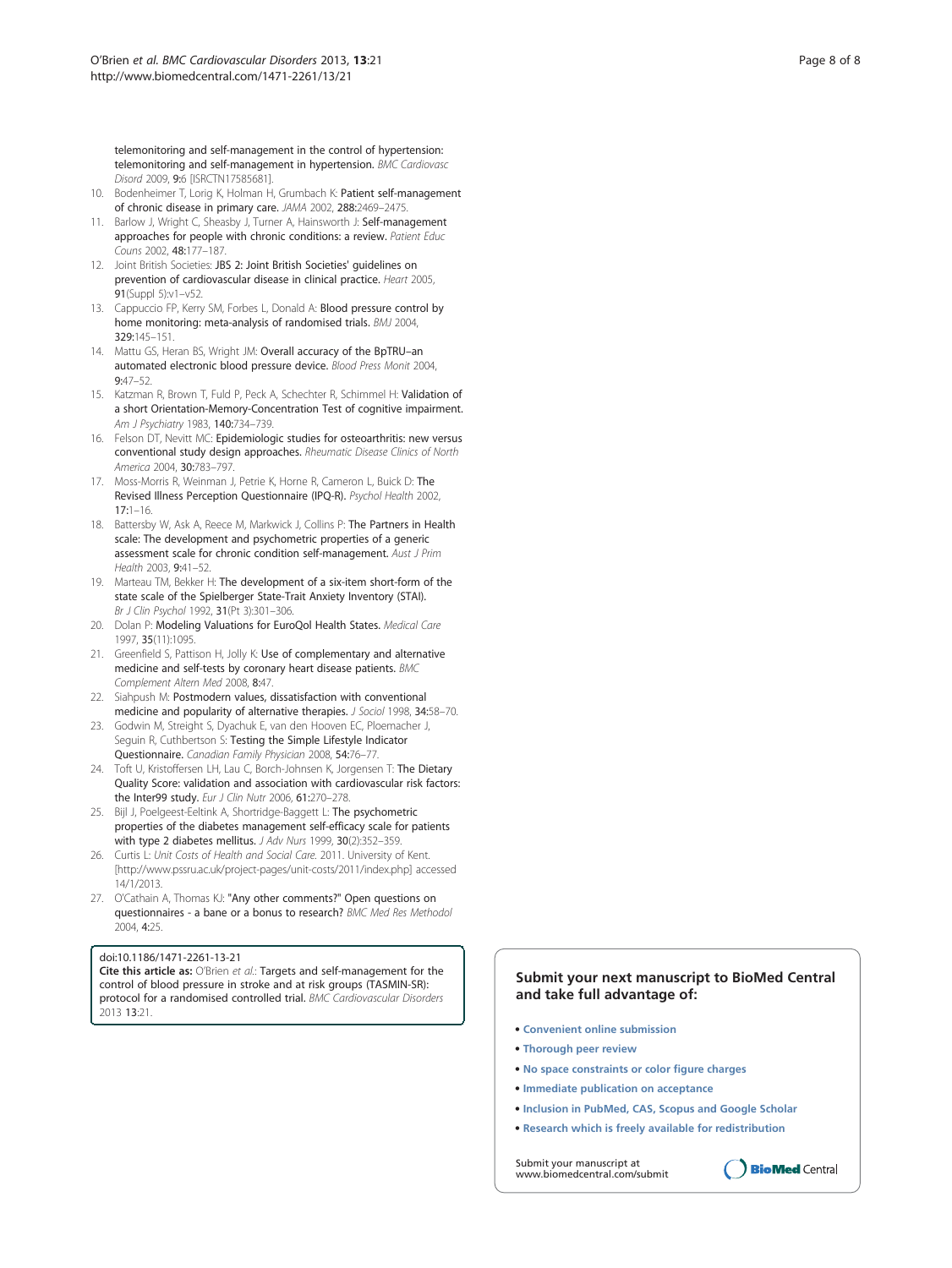telemonitoring and self-management in the control of hypertension: telemonitoring and self-management in hypertension. *BMC Cardiovasc Disord* 2009, **9**:6 [ISRCTN17585681].

10. Bodenheimer T, Lorig K, Holman H, Grumbach K: **Patient self-management of chronic disease in primary care.** *JAMA* 2002, **288**:2469–2475.
11. Barlow J, Wright C, Sheasby J, Turner A, Hainsworth J: **Self-management approaches for people with chronic conditions: a review.** *Patient Educ Couns* 2002, **48**:177–187.
12. Joint British Societies: **JBS 2: Joint British Societies' guidelines on prevention of cardiovascular disease in clinical practice.** *Heart* 2005, **91**(Suppl 5):v1–v52.
13. Cappuccio FP, Kerry SM, Forbes L, Donald A: **Blood pressure control by home monitoring: meta-analysis of randomised trials.** *BMJ* 2004, **329**:145–151.
14. Mattu GS, Heran BS, Wright JM: **Overall accuracy of the BpTRU–an automated electronic blood pressure device.** *Blood Press Monit* 2004, **9**:47–52.
15. Katzman R, Brown T, Fuld P, Peck A, Schechter R, Schimmel H: **Validation of a short Orientation-Memory-Concentration Test of cognitive impairment.** *Am J Psychiatry* 1983, **140**:734–739.
16. Felson DT, Nevitt MC: **Epidemiologic studies for osteoarthritis: new versus conventional study design approaches.** *Rheumatic Disease Clinics of North America* 2004, **30**:783–797.
17. Moss-Morris R, Weinman J, Petrie K, Horne R, Cameron L, Buick D: **The Revised Illness Perception Questionnaire (IPQ-R).** *Psychol Health* 2002, **17**:1–16.
18. Battersby W, Ask A, Reece M, Markwick J, Collins P: **The Partners in Health scale: The development and psychometric properties of a generic assessment scale for chronic condition self-management.** *Aust J Prim Health* 2003, **9**:41–52.
19. Marteau TM, Bekker H: **The development of a six-item short-form of the state scale of the Spielberger State-Trait Anxiety Inventory (STAI).** *Br J Clin Psychol* 1992, **31**(Pt 3):301–306.
20. Dolan P: **Modeling Valuations for EuroQol Health States.** *Medical Care* 1997, **35**(11):1095.
21. Greenfield S, Pattison H, Jolly K: **Use of complementary and alternative medicine and self-tests by coronary heart disease patients.** *BMC Complement Altern Med* 2008, **8**:47.
22. Siahpush M: **Postmodern values, dissatisfaction with conventional medicine and popularity of alternative therapies.** *J Sociol* 1998, **34**:58–70.
23. Godwin M, Streight S, Dyachuk E, van den Hooven EC, Ploemacher J, Seguin R, Cuthbertson S: **Testing the Simple Lifestyle Indicator Questionnaire.** *Canadian Family Physician* 2008, **54**:76–77.
24. Toft U, Kristoffersen LH, Lau C, Borch-Johnsen K, Jorgensen T: **The Dietary Quality Score: validation and association with cardiovascular risk factors: the Inter99 study.** *Eur J Clin Nutr* 2006, **61**:270–278.
25. Bijl J, Poelgeest-Eeltink A, Shortridge-Baggett L: **The psychometric properties of the diabetes management self-efficacy scale for patients with type 2 diabetes mellitus.** *J Adv Nurs* 1999, **30**(2):352–359.
26. Curtis L: *Unit Costs of Health and Social Care.* 2011. University of Kent. [http://www.pssru.ac.uk/project-pages/unit-costs/2011/index.php] accessed 14/1/2013.
27. O'Cathain A, Thomas KJ: **"Any other comments?" Open questions on questionnaires - a bane or a bonus to research?** *BMC Med Res Methodol* 2004, **4**:25.

doi:10.1186/1471-2261-13-21

**Cite this article as:** O'Brien *et al.*: Targets and self-management for the control of blood pressure in stroke and at risk groups (TASMIN-SR): protocol for a randomised controlled trial. *BMC Cardiovascular Disorders* 2013 13:21.

**Submit your next manuscript to BioMed Central and take full advantage of:**

- **Convenient online submission**
- **Thorough peer review**
- **No space constraints or color figure charges**
- **Immediate publication on acceptance**
- **Inclusion in PubMed, CAS, Scopus and Google Scholar**
- **Research which is freely available for redistribution**

Submit your manuscript at www.biomedcentral.com/submit

BioMed Central